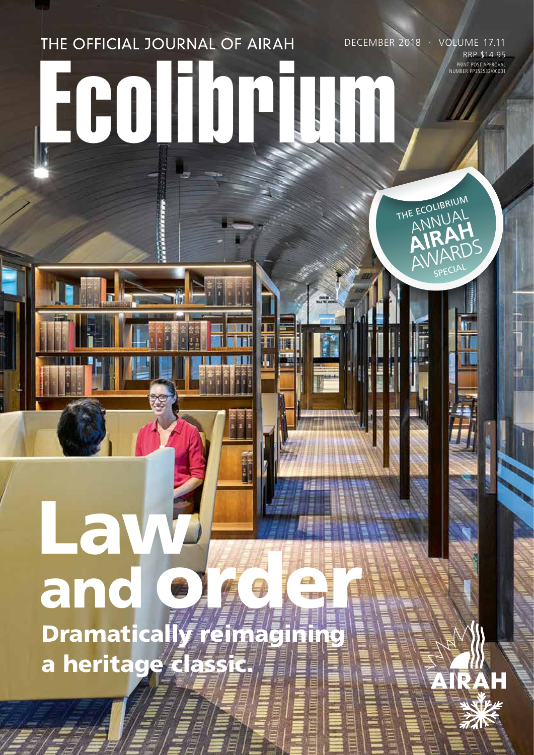THE OFFICIAL JOURNAL OF AIRAH

DECEMBER 2018 · VOLUME 17.11

RRP $14.95

PRINT POST APPROVAL NUMBER PP352532/00001

# Ecolibrium

THE ECOLIBRIUM ANNUAL AIRAH AWARDS SPECIAL

# Law and order

## Dramatically reimagining a heritage classic.

AIRAH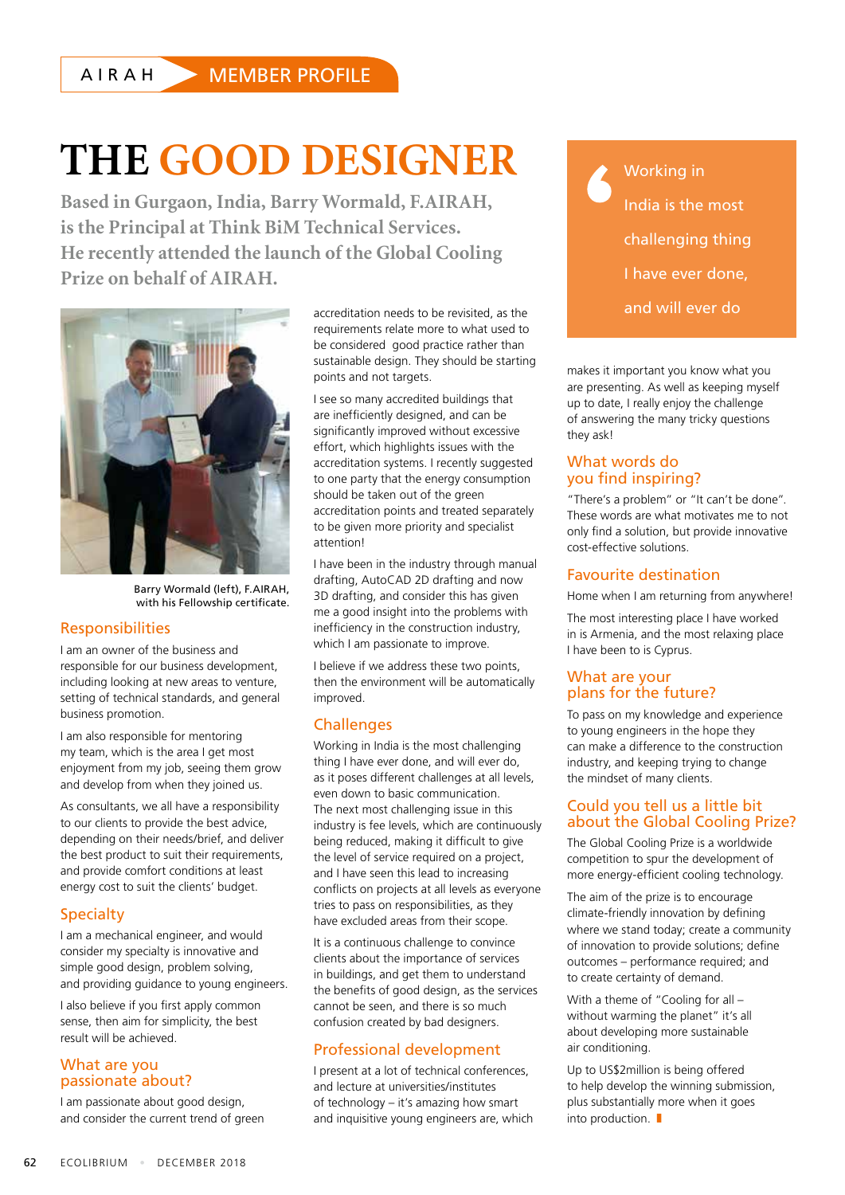AIRAH MEMBER PROFILE

# THE GOOD DESIGNER

**Based in Gurgaon, India, Barry Wormald, F.AIRAH, is the Principal at Think BiM Technical Services. He recently attended the launch of the Global Cooling Prize on behalf of AIRAH.**

Barry Wormald (left), F.AIRAH, with his Fellowship certificate.

## Responsibilities

I am an owner of the business and responsible for our business development, including looking at new areas to venture, setting of technical standards, and general business promotion.

I am also responsible for mentoring my team, which is the area I get most enjoyment from my job, seeing them grow and develop from when they joined us.

As consultants, we all have a responsibility to our clients to provide the best advice, depending on their needs/brief, and deliver the best product to suit their requirements, and provide comfort conditions at least energy cost to suit the clients' budget.

## Specialty

I am a mechanical engineer, and would consider my specialty is innovative and simple good design, problem solving, and providing guidance to young engineers.

I also believe if you first apply common sense, then aim for simplicity, the best result will be achieved.

## What are you passionate about?

I am passionate about good design, and consider the current trend of green accreditation needs to be revisited, as the requirements relate more to what used to be considered good practice rather than sustainable design. They should be starting points and not targets.

I see so many accredited buildings that are inefficiently designed, and can be significantly improved without excessive effort, which highlights issues with the accreditation systems. I recently suggested to one party that the energy consumption should be taken out of the green accreditation points and treated separately to be given more priority and specialist attention!

I have been in the industry through manual drafting, AutoCAD 2D drafting and now 3D drafting, and consider this has given me a good insight into the problems with inefficiency in the construction industry, which I am passionate to improve.

I believe if we address these two points, then the environment will be automatically improved.

## Challenges

Working in India is the most challenging thing I have ever done, and will ever do, as it poses different challenges at all levels, even down to basic communication. The next most challenging issue in this industry is fee levels, which are continuously being reduced, making it difficult to give the level of service required on a project, and I have seen this lead to increasing conflicts on projects at all levels as everyone tries to pass on responsibilities, as they have excluded areas from their scope.

It is a continuous challenge to convince clients about the importance of services in buildings, and get them to understand the benefits of good design, as the services cannot be seen, and there is so much confusion created by bad designers.

> Working in India is the most challenging thing I have ever done, and will ever do

## Professional development

I present at a lot of technical conferences, and lecture at universities/institutes of technology – it's amazing how smart and inquisitive young engineers are, which makes it important you know what you are presenting. As well as keeping myself up to date, I really enjoy the challenge of answering the many tricky questions they ask!

## What words do you find inspiring?

"There's a problem" or "It can't be done". These words are what motivates me to not only find a solution, but provide innovative cost-effective solutions.

## Favourite destination

Home when I am returning from anywhere!

The most interesting place I have worked in is Armenia, and the most relaxing place I have been to is Cyprus.

## What are your plans for the future?

To pass on my knowledge and experience to young engineers in the hope they can make a difference to the construction industry, and keeping trying to change the mindset of many clients.

## Could you tell us a little bit about the Global Cooling Prize?

The Global Cooling Prize is a worldwide competition to spur the development of more energy-efficient cooling technology.

The aim of the prize is to encourage climate-friendly innovation by defining where we stand today; create a community of innovation to provide solutions; define outcomes – performance required; and to create certainty of demand.

With a theme of "Cooling for all – without warming the planet" it's all about developing more sustainable air conditioning.

Up to US$2million is being offered to help develop the winning submission, plus substantially more when it goes into production. ▮